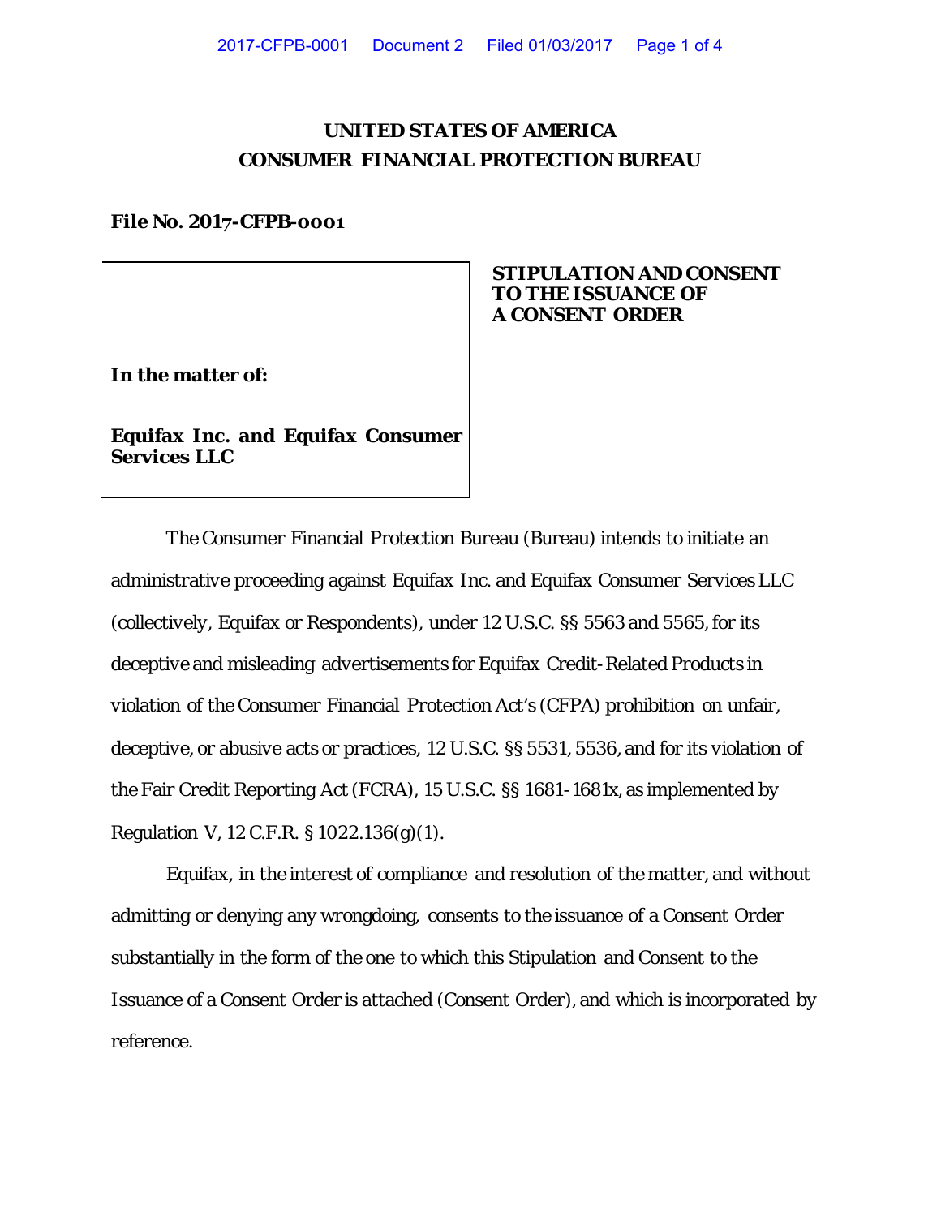**UNITED STATES OF AMERICA**
**CONSUMER FINANCIAL PROTECTION BUREAU**

**File No. 2017-CFPB-0001**

| | |
|---|---|
| ***In the matter of:***<br><br>***Equifax Inc. and Equifax Consumer Services LLC*** | **STIPULATION AND CONSENT TO THE ISSUANCE OF A CONSENT ORDER** |

The Consumer Financial Protection Bureau (Bureau) intends to initiate an administrative proceeding against Equifax Inc. and Equifax Consumer Services LLC (collectively, Equifax or Respondents), under 12 U.S.C. §§ 5563 and 5565, for its deceptive and misleading advertisements for Equifax Credit-Related Products in violation of the Consumer Financial Protection Act's (CFPA) prohibition on unfair, deceptive, or abusive acts or practices, 12 U.S.C. §§ 5531, 5536, and for its violation of the Fair Credit Reporting Act (FCRA), 15 U.S.C. §§ 1681-1681x, as implemented by Regulation V, 12 C.F.R. § 1022.136(g)(1).

Equifax, in the interest of compliance and resolution of the matter, and without admitting or denying any wrongdoing, consents to the issuance of a Consent Order substantially in the form of the one to which this Stipulation and Consent to the Issuance of a Consent Order is attached (Consent Order), and which is incorporated by reference.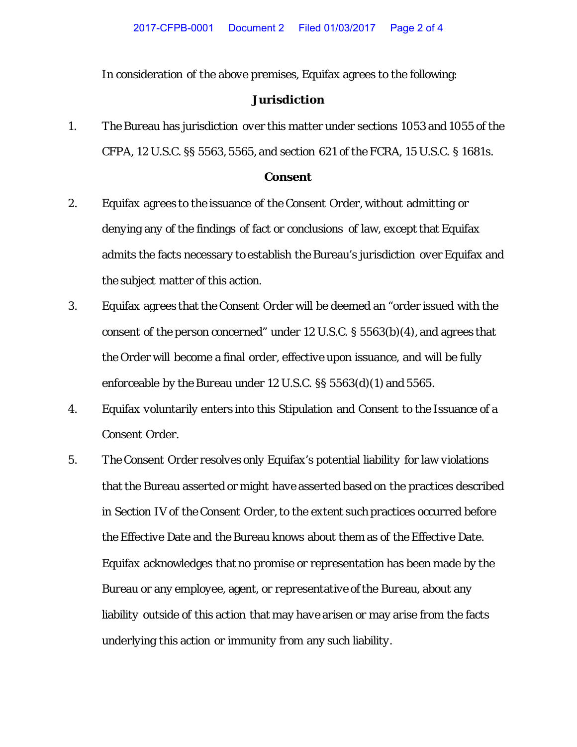In consideration of the above premises, Equifax agrees to the following:

## Jurisdiction

1. The Bureau has jurisdiction over this matter under sections 1053 and 1055 of the CFPA, 12 U.S.C. §§ 5563, 5565, and section 621 of the FCRA, 15 U.S.C. § 1681s.

## Consent

2. Equifax agrees to the issuance of the Consent Order, without admitting or denying any of the findings of fact or conclusions of law, except that Equifax admits the facts necessary to establish the Bureau's jurisdiction over Equifax and the subject matter of this action.

3. Equifax agrees that the Consent Order will be deemed an "order issued with the consent of the person concerned" under 12 U.S.C. § 5563(b)(4), and agrees that the Order will become a final order, effective upon issuance, and will be fully enforceable by the Bureau under 12 U.S.C. §§ 5563(d)(1) and 5565.

4. Equifax voluntarily enters into this Stipulation and Consent to the Issuance of a Consent Order.

5. The Consent Order resolves only Equifax's potential liability for law violations that the Bureau asserted or might have asserted based on the practices described in Section IV of the Consent Order, to the extent such practices occurred before the Effective Date and the Bureau knows about them as of the Effective Date. Equifax acknowledges that no promise or representation has been made by the Bureau or any employee, agent, or representative of the Bureau, about any liability outside of this action that may have arisen or may arise from the facts underlying this action or immunity from any such liability.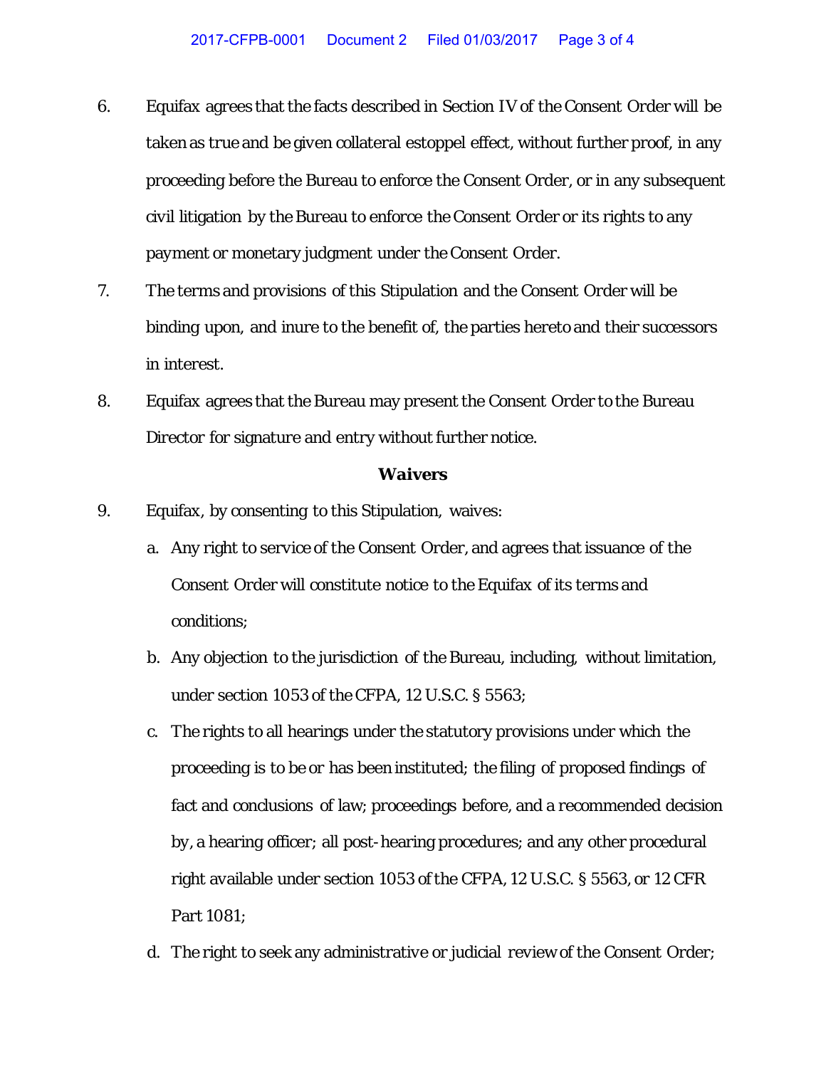6. Equifax agrees that the facts described in Section IV of the Consent Order will be taken as true and be given collateral estoppel effect, without further proof, in any proceeding before the Bureau to enforce the Consent Order, or in any subsequent civil litigation by the Bureau to enforce the Consent Order or its rights to any payment or monetary judgment under the Consent Order.

7. The terms and provisions of this Stipulation and the Consent Order will be binding upon, and inure to the benefit of, the parties hereto and their successors in interest.

8. Equifax agrees that the Bureau may present the Consent Order to the Bureau Director for signature and entry without further notice.

### Waivers

9. Equifax, by consenting to this Stipulation, waives:

   a. Any right to service of the Consent Order, and agrees that issuance of the Consent Order will constitute notice to the Equifax of its terms and conditions;

   b. Any objection to the jurisdiction of the Bureau, including, without limitation, under section 1053 of the CFPA, 12 U.S.C. § 5563;

   c. The rights to all hearings under the statutory provisions under which the proceeding is to be or has been instituted; the filing of proposed findings of fact and conclusions of law; proceedings before, and a recommended decision by, a hearing officer; all post-hearing procedures; and any other procedural right available under section 1053 of the CFPA, 12 U.S.C. § 5563, or 12 CFR Part 1081;

   d. The right to seek any administrative or judicial review of the Consent Order;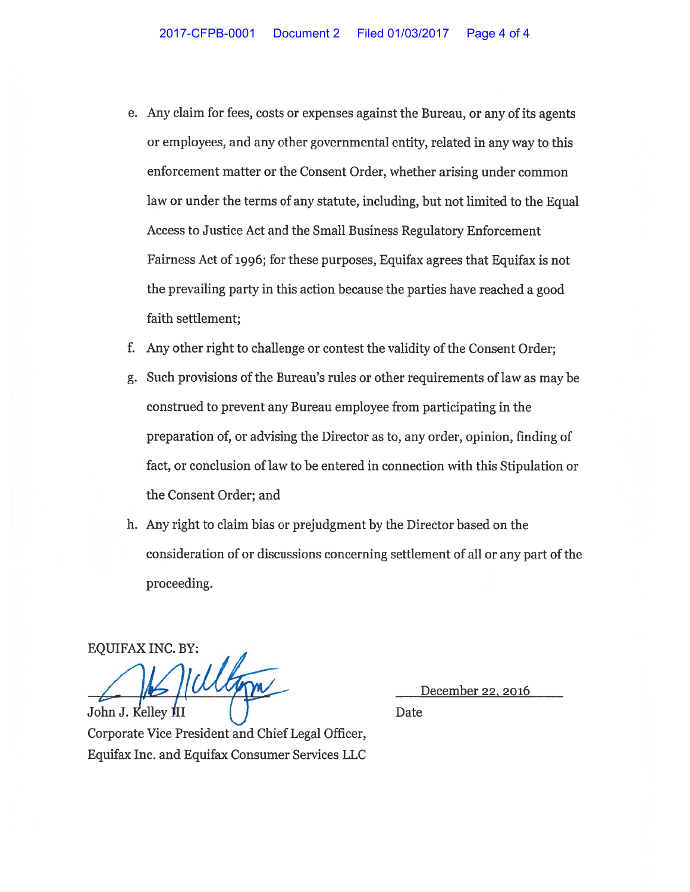e. Any claim for fees, costs or expenses against the Bureau, or any of its agents or employees, and any other governmental entity, related in any way to this enforcement matter or the Consent Order, whether arising under common law or under the terms of any statute, including, but not limited to the Equal Access to Justice Act and the Small Business Regulatory Enforcement Fairness Act of 1996; for these purposes, Equifax agrees that Equifax is not the prevailing party in this action because the parties have reached a good faith settlement;

f. Any other right to challenge or contest the validity of the Consent Order;

g. Such provisions of the Bureau's rules or other requirements of law as may be construed to prevent any Bureau employee from participating in the preparation of, or advising the Director as to, any order, opinion, finding of fact, or conclusion of law to be entered in connection with this Stipulation or the Consent Order; and

h. Any right to claim bias or prejudgment by the Director based on the consideration of or discussions concerning settlement of all or any part of the proceeding.

EQUIFAX INC. BY:

John J. Kelley III
Corporate Vice President and Chief Legal Officer,
Equifax Inc. and Equifax Consumer Services LLC

December 22, 2016
Date